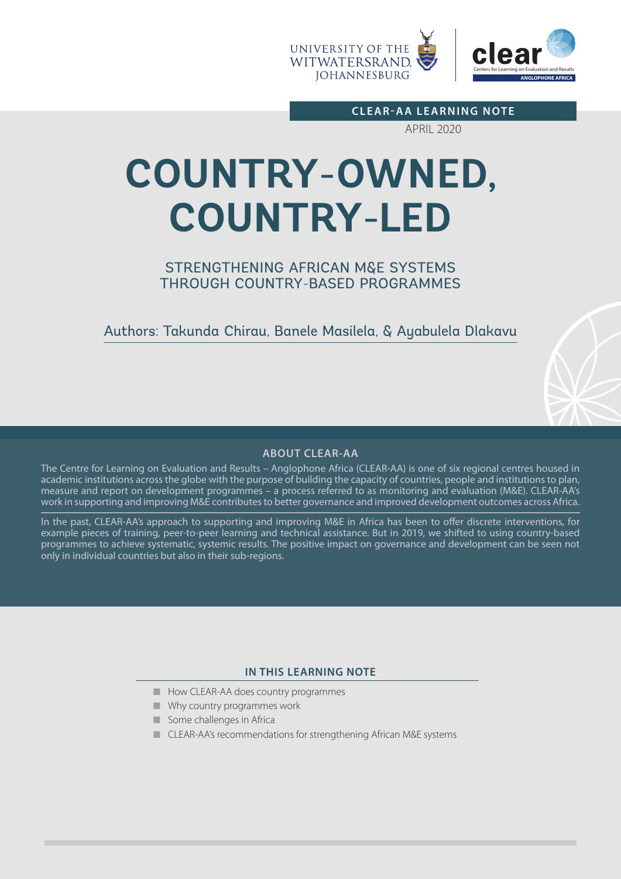UNIVERSITY OF THE WITWATERSRAND, JOHANNESBURG

clear — Centers for Learning on Evaluation and Results — ANGLOPHONE AFRICA

**CLEAR-AA LEARNING NOTE**

APRIL 2020

# COUNTRY-OWNED, COUNTRY-LED

## STRENGTHENING AFRICAN M&E SYSTEMS THROUGH COUNTRY-BASED PROGRAMMES

Authors: Takunda Chirau, Banele Masilela, & Ayabulela Dlakavu

### ABOUT CLEAR-AA

The Centre for Learning on Evaluation and Results – Anglophone Africa (CLEAR-AA) is one of six regional centres housed in academic institutions across the globe with the purpose of building the capacity of countries, people and institutions to plan, measure and report on development programmes – a process referred to as monitoring and evaluation (M&E). CLEAR-AA's work in supporting and improving M&E contributes to better governance and improved development outcomes across Africa.

In the past, CLEAR-AA's approach to supporting and improving M&E in Africa has been to offer discrete interventions, for example pieces of training, peer-to-peer learning and technical assistance. But in 2019, we shifted to using country-based programmes to achieve systematic, systemic results. The positive impact on governance and development can be seen not only in individual countries but also in their sub-regions.

### IN THIS LEARNING NOTE

- How CLEAR-AA does country programmes
- Why country programmes work
- Some challenges in Africa
- CLEAR-AA's recommendations for strengthening African M&E systems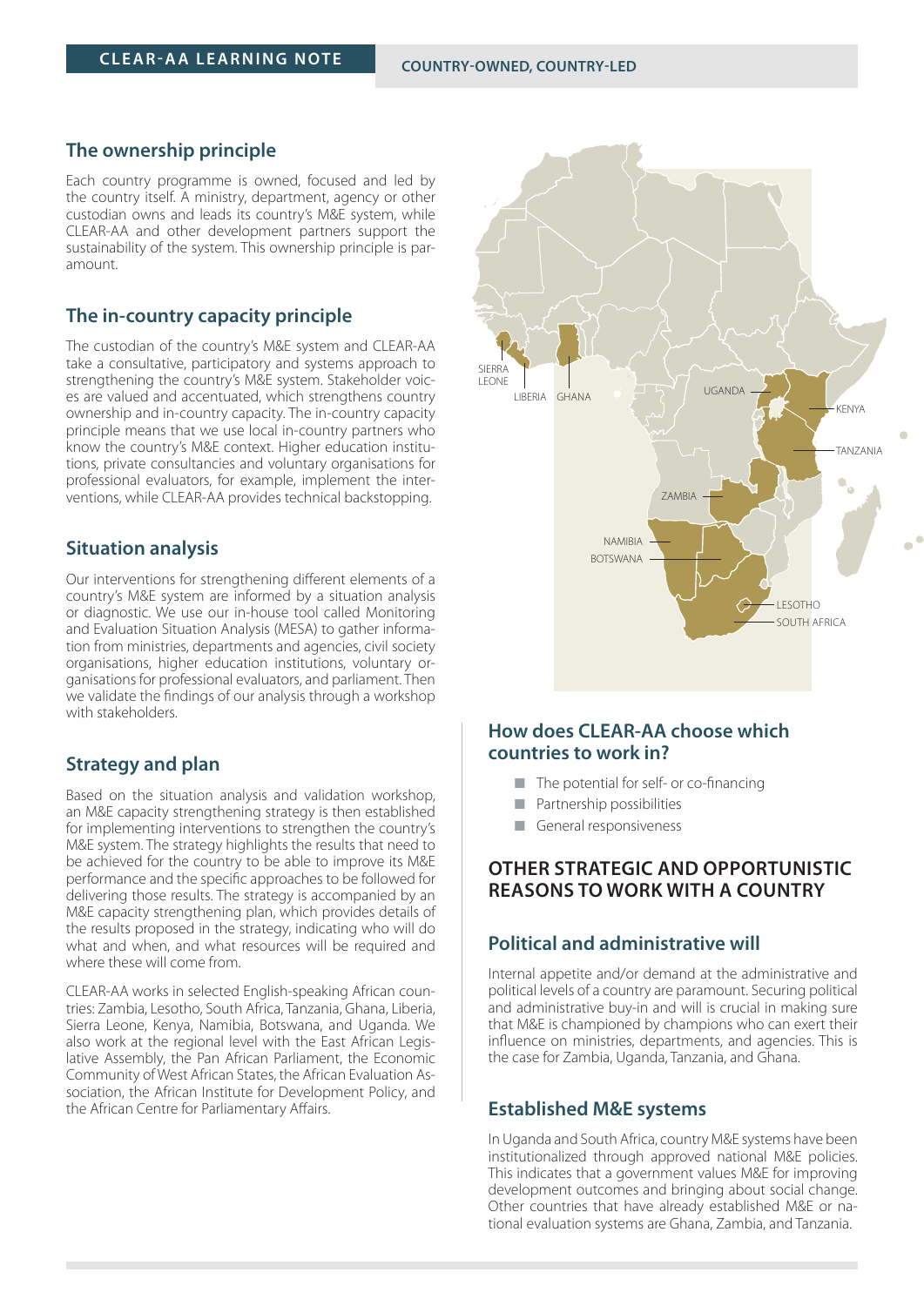## The ownership principle

Each country programme is owned, focused and led by the country itself. A ministry, department, agency or other custodian owns and leads its country's M&E system, while CLEAR-AA and other development partners support the sustainability of the system. This ownership principle is paramount.

## The in-country capacity principle

The custodian of the country's M&E system and CLEAR-AA take a consultative, participatory and systems approach to strengthening the country's M&E system. Stakeholder voices are valued and accentuated, which strengthens country ownership and in-country capacity. The in-country capacity principle means that we use local in-country partners who know the country's M&E context. Higher education institutions, private consultancies and voluntary organisations for professional evaluators, for example, implement the interventions, while CLEAR-AA provides technical backstopping.

## Situation analysis

Our interventions for strengthening different elements of a country's M&E system are informed by a situation analysis or diagnostic. We use our in-house tool called Monitoring and Evaluation Situation Analysis (MESA) to gather information from ministries, departments and agencies, civil society organisations, higher education institutions, voluntary organisations for professional evaluators, and parliament. Then we validate the findings of our analysis through a workshop with stakeholders.

## Strategy and plan

Based on the situation analysis and validation workshop, an M&E capacity strengthening strategy is then established for implementing interventions to strengthen the country's M&E system. The strategy highlights the results that need to be achieved for the country to be able to improve its M&E performance and the specific approaches to be followed for delivering those results. The strategy is accompanied by an M&E capacity strengthening plan, which provides details of the results proposed in the strategy, indicating who will do what and when, and what resources will be required and where these will come from.

CLEAR-AA works in selected English-speaking African countries: Zambia, Lesotho, South Africa, Tanzania, Ghana, Liberia, Sierra Leone, Kenya, Namibia, Botswana, and Uganda. We also work at the regional level with the East African Legislative Assembly, the Pan African Parliament, the Economic Community of West African States, the African Evaluation Association, the African Institute for Development Policy, and the African Centre for Parliamentary Affairs.

SIERRA LEONE, LIBERIA, GHANA, UGANDA, KENYA, TANZANIA, ZAMBIA, NAMIBIA, BOTSWANA, LESOTHO, SOUTH AFRICA

## How does CLEAR-AA choose which countries to work in?

- The potential for self- or co-financing
- Partnership possibilities
- General responsiveness

## OTHER STRATEGIC AND OPPORTUNISTIC REASONS TO WORK WITH A COUNTRY

### Political and administrative will

Internal appetite and/or demand at the administrative and political levels of a country are paramount. Securing political and administrative buy-in and will is crucial in making sure that M&E is championed by champions who can exert their influence on ministries, departments, and agencies. This is the case for Zambia, Uganda, Tanzania, and Ghana.

### Established M&E systems

In Uganda and South Africa, country M&E systems have been institutionalized through approved national M&E policies. This indicates that a government values M&E for improving development outcomes and bringing about social change. Other countries that have already established M&E or national evaluation systems are Ghana, Zambia, and Tanzania.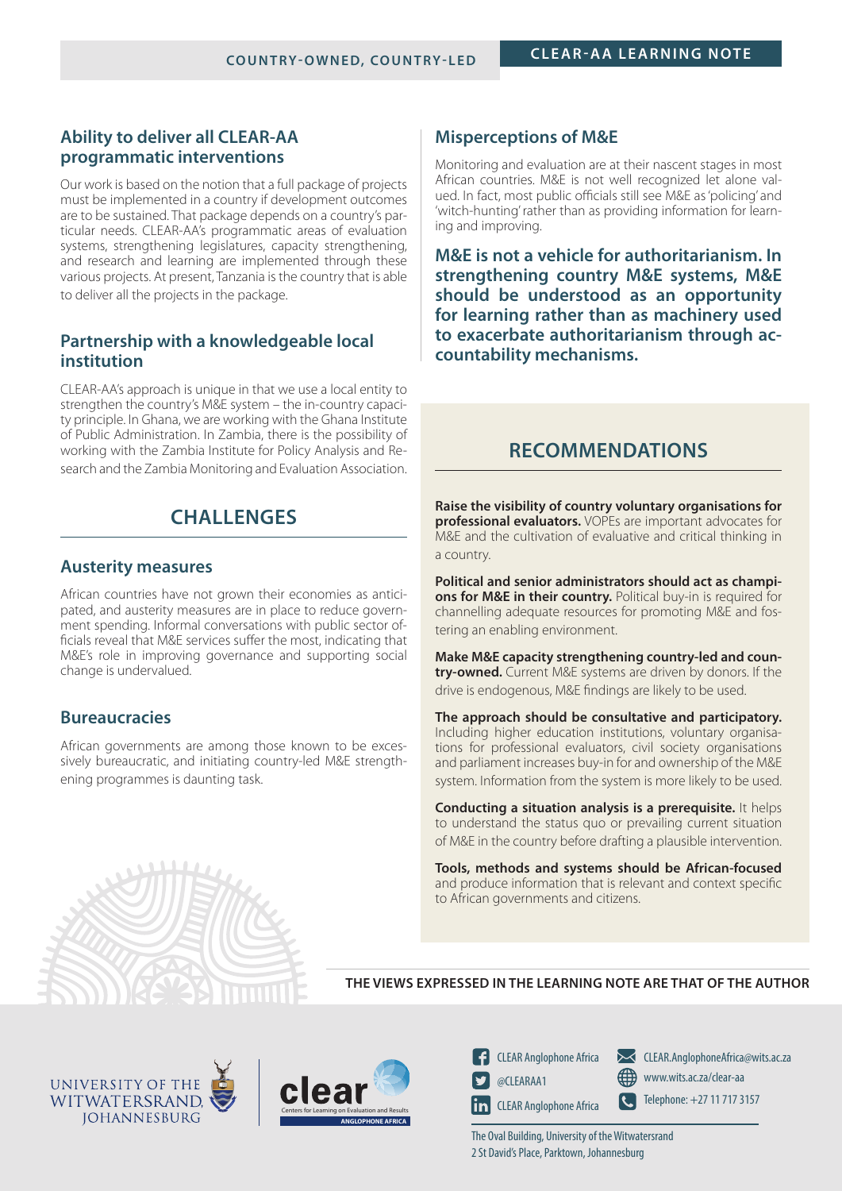### Ability to deliver all CLEAR-AA programmatic interventions

Our work is based on the notion that a full package of projects must be implemented in a country if development outcomes are to be sustained. That package depends on a country's particular needs. CLEAR-AA's programmatic areas of evaluation systems, strengthening legislatures, capacity strengthening, and research and learning are implemented through these various projects. At present, Tanzania is the country that is able to deliver all the projects in the package.

### Partnership with a knowledgeable local institution

CLEAR-AA's approach is unique in that we use a local entity to strengthen the country's M&E system – the in-country capacity principle. In Ghana, we are working with the Ghana Institute of Public Administration. In Zambia, there is the possibility of working with the Zambia Institute for Policy Analysis and Research and the Zambia Monitoring and Evaluation Association.

## CHALLENGES

### Austerity measures

African countries have not grown their economies as anticipated, and austerity measures are in place to reduce government spending. Informal conversations with public sector officials reveal that M&E services suffer the most, indicating that M&E's role in improving governance and supporting social change is undervalued.

### Bureaucracies

African governments are among those known to be excessively bureaucratic, and initiating country-led M&E strengthening programmes is daunting task.

### Misperceptions of M&E

Monitoring and evaluation are at their nascent stages in most African countries. M&E is not well recognized let alone valued. In fact, most public officials still see M&E as 'policing' and 'witch-hunting' rather than as providing information for learning and improving.

**M&E is not a vehicle for authoritarianism. In strengthening country M&E systems, M&E should be understood as an opportunity for learning rather than as machinery used to exacerbate authoritarianism through accountability mechanisms.**

## RECOMMENDATIONS

**Raise the visibility of country voluntary organisations for professional evaluators.** VOPEs are important advocates for M&E and the cultivation of evaluative and critical thinking in a country.

**Political and senior administrators should act as champions for M&E in their country.** Political buy-in is required for channelling adequate resources for promoting M&E and fostering an enabling environment.

**Make M&E capacity strengthening country-led and country-owned.** Current M&E systems are driven by donors. If the drive is endogenous, M&E findings are likely to be used.

**The approach should be consultative and participatory.** Including higher education institutions, voluntary organisations for professional evaluators, civil society organisations and parliament increases buy-in for and ownership of the M&E system. Information from the system is more likely to be used.

**Conducting a situation analysis is a prerequisite.** It helps to understand the status quo or prevailing current situation of M&E in the country before drafting a plausible intervention.

**Tools, methods and systems should be African-focused** and produce information that is relevant and context specific to African governments and citizens.

**THE VIEWS EXPRESSED IN THE LEARNING NOTE ARE THAT OF THE AUTHOR**

University of the Witwatersrand, Johannesburg

clear – Centers for Learning on Evaluation and Results – Anglophone Africa

CLEAR Anglophone Africa
@CLEARAA1
CLEAR Anglophone Africa
CLEAR.AnglophoneAfrica@wits.ac.za
www.wits.ac.za/clear-aa
Telephone: +27 11 717 3157

The Oval Building, University of the Witwatersrand
2 St David's Place, Parktown, Johannesburg